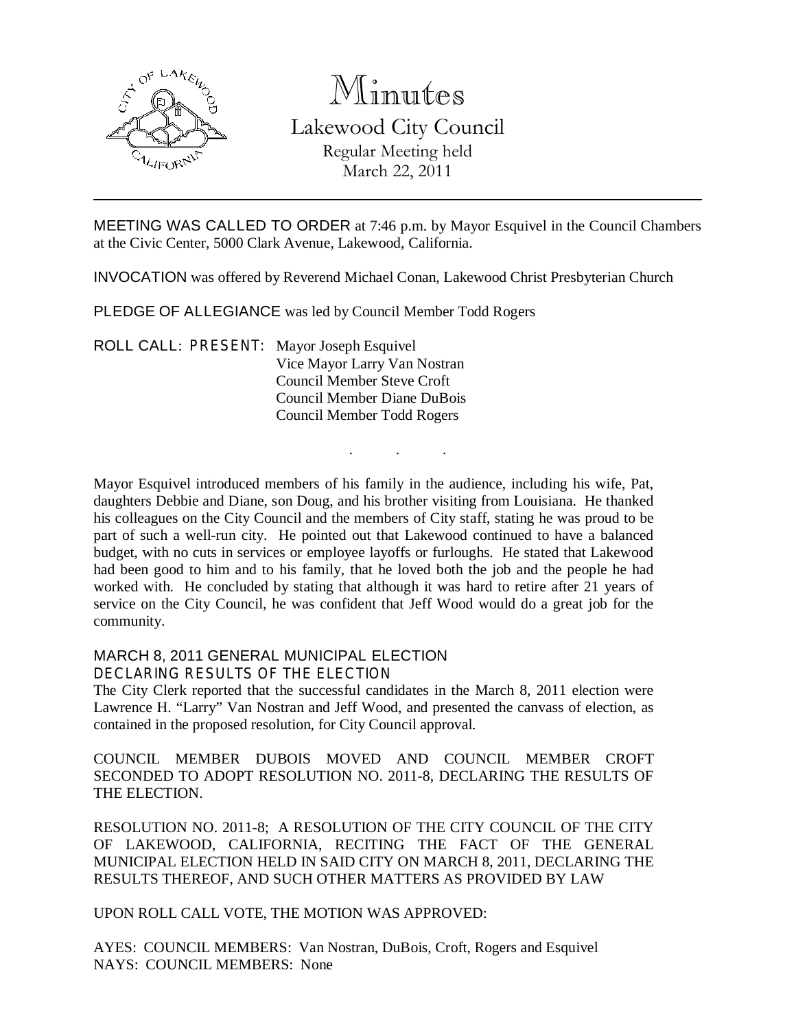# Minutes

## Lakewood City Council

Regular Meeting held
March 22, 2011

---

MEETING WAS CALLED TO ORDER at 7:46 p.m. by Mayor Esquivel in the Council Chambers at the Civic Center, 5000 Clark Avenue, Lakewood, California.

INVOCATION was offered by Reverend Michael Conan, Lakewood Christ Presbyterian Church

PLEDGE OF ALLEGIANCE was led by Council Member Todd Rogers

ROLL CALL: PRESENT: Mayor Joseph Esquivel
Vice Mayor Larry Van Nostran
Council Member Steve Croft
Council Member Diane DuBois
Council Member Todd Rogers

. . .

Mayor Esquivel introduced members of his family in the audience, including his wife, Pat, daughters Debbie and Diane, son Doug, and his brother visiting from Louisiana. He thanked his colleagues on the City Council and the members of City staff, stating he was proud to be part of such a well-run city. He pointed out that Lakewood continued to have a balanced budget, with no cuts in services or employee layoffs or furloughs. He stated that Lakewood had been good to him and to his family, that he loved both the job and the people he had worked with. He concluded by stating that although it was hard to retire after 21 years of service on the City Council, he was confident that Jeff Wood would do a great job for the community.

MARCH 8, 2011 GENERAL MUNICIPAL ELECTION
DECLARING RESULTS OF THE ELECTION

The City Clerk reported that the successful candidates in the March 8, 2011 election were Lawrence H. "Larry" Van Nostran and Jeff Wood, and presented the canvass of election, as contained in the proposed resolution, for City Council approval.

COUNCIL MEMBER DUBOIS MOVED AND COUNCIL MEMBER CROFT SECONDED TO ADOPT RESOLUTION NO. 2011-8, DECLARING THE RESULTS OF THE ELECTION.

RESOLUTION NO. 2011-8; A RESOLUTION OF THE CITY COUNCIL OF THE CITY OF LAKEWOOD, CALIFORNIA, RECITING THE FACT OF THE GENERAL MUNICIPAL ELECTION HELD IN SAID CITY ON MARCH 8, 2011, DECLARING THE RESULTS THEREOF, AND SUCH OTHER MATTERS AS PROVIDED BY LAW

UPON ROLL CALL VOTE, THE MOTION WAS APPROVED:

AYES: COUNCIL MEMBERS: Van Nostran, DuBois, Croft, Rogers and Esquivel
NAYS: COUNCIL MEMBERS: None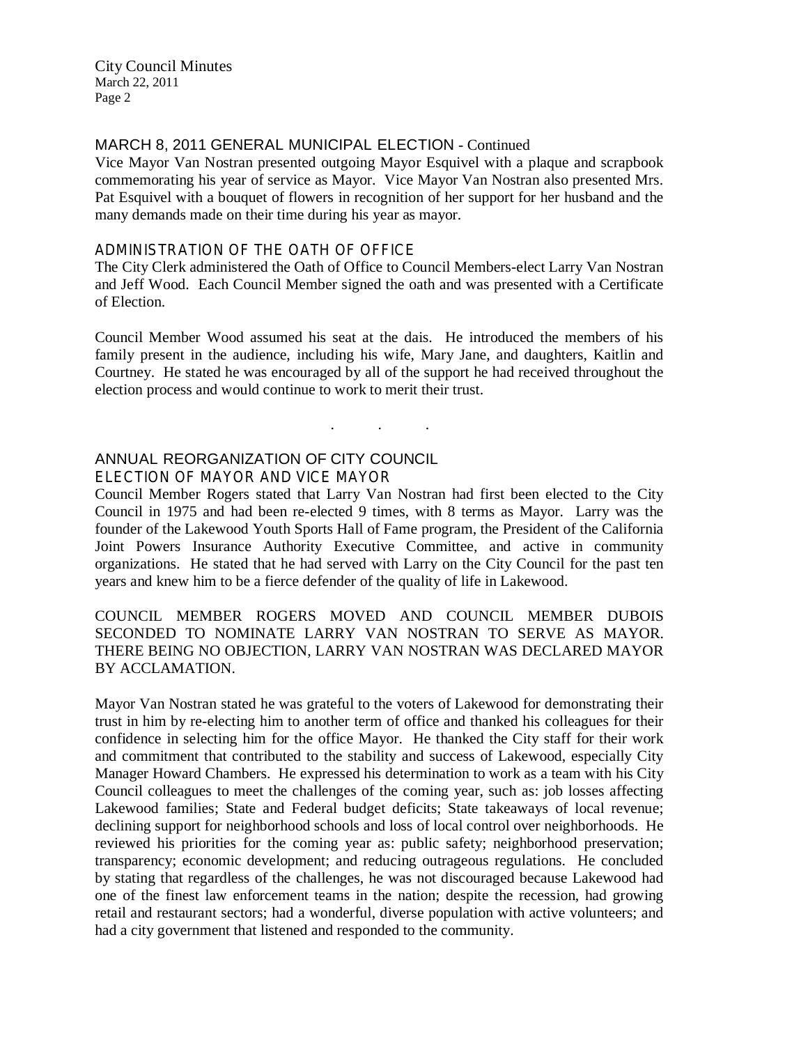## MARCH 8, 2011 GENERAL MUNICIPAL ELECTION - Continued

Vice Mayor Van Nostran presented outgoing Mayor Esquivel with a plaque and scrapbook commemorating his year of service as Mayor. Vice Mayor Van Nostran also presented Mrs. Pat Esquivel with a bouquet of flowers in recognition of her support for her husband and the many demands made on their time during his year as mayor.

### ADMINISTRATION OF THE OATH OF OFFICE

The City Clerk administered the Oath of Office to Council Members-elect Larry Van Nostran and Jeff Wood. Each Council Member signed the oath and was presented with a Certificate of Election.

Council Member Wood assumed his seat at the dais. He introduced the members of his family present in the audience, including his wife, Mary Jane, and daughters, Kaitlin and Courtney. He stated he was encouraged by all of the support he had received throughout the election process and would continue to work to merit their trust.

. . .

## ANNUAL REORGANIZATION OF CITY COUNCIL

### ELECTION OF MAYOR AND VICE MAYOR

Council Member Rogers stated that Larry Van Nostran had first been elected to the City Council in 1975 and had been re-elected 9 times, with 8 terms as Mayor. Larry was the founder of the Lakewood Youth Sports Hall of Fame program, the President of the California Joint Powers Insurance Authority Executive Committee, and active in community organizations. He stated that he had served with Larry on the City Council for the past ten years and knew him to be a fierce defender of the quality of life in Lakewood.

COUNCIL MEMBER ROGERS MOVED AND COUNCIL MEMBER DUBOIS SECONDED TO NOMINATE LARRY VAN NOSTRAN TO SERVE AS MAYOR. THERE BEING NO OBJECTION, LARRY VAN NOSTRAN WAS DECLARED MAYOR BY ACCLAMATION.

Mayor Van Nostran stated he was grateful to the voters of Lakewood for demonstrating their trust in him by re-electing him to another term of office and thanked his colleagues for their confidence in selecting him for the office Mayor. He thanked the City staff for their work and commitment that contributed to the stability and success of Lakewood, especially City Manager Howard Chambers. He expressed his determination to work as a team with his City Council colleagues to meet the challenges of the coming year, such as: job losses affecting Lakewood families; State and Federal budget deficits; State takeaways of local revenue; declining support for neighborhood schools and loss of local control over neighborhoods. He reviewed his priorities for the coming year as: public safety; neighborhood preservation; transparency; economic development; and reducing outrageous regulations. He concluded by stating that regardless of the challenges, he was not discouraged because Lakewood had one of the finest law enforcement teams in the nation; despite the recession, had growing retail and restaurant sectors; had a wonderful, diverse population with active volunteers; and had a city government that listened and responded to the community.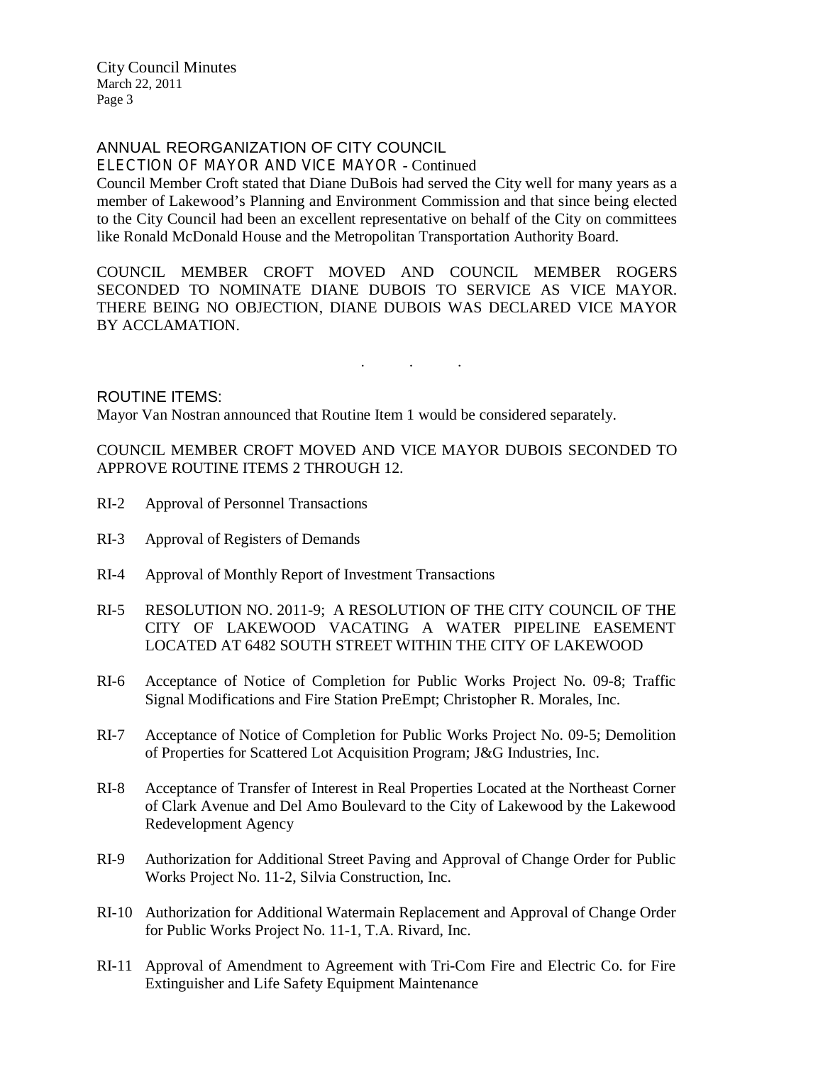## ANNUAL REORGANIZATION OF CITY COUNCIL

### ELECTION OF MAYOR AND VICE MAYOR - Continued

Council Member Croft stated that Diane DuBois had served the City well for many years as a member of Lakewood's Planning and Environment Commission and that since being elected to the City Council had been an excellent representative on behalf of the City on committees like Ronald McDonald House and the Metropolitan Transportation Authority Board.

COUNCIL MEMBER CROFT MOVED AND COUNCIL MEMBER ROGERS SECONDED TO NOMINATE DIANE DUBOIS TO SERVICE AS VICE MAYOR. THERE BEING NO OBJECTION, DIANE DUBOIS WAS DECLARED VICE MAYOR BY ACCLAMATION.

. . .

## ROUTINE ITEMS:

Mayor Van Nostran announced that Routine Item 1 would be considered separately.

COUNCIL MEMBER CROFT MOVED AND VICE MAYOR DUBOIS SECONDED TO APPROVE ROUTINE ITEMS 2 THROUGH 12.

RI-2 Approval of Personnel Transactions

RI-3 Approval of Registers of Demands

RI-4 Approval of Monthly Report of Investment Transactions

RI-5 RESOLUTION NO. 2011-9; A RESOLUTION OF THE CITY COUNCIL OF THE CITY OF LAKEWOOD VACATING A WATER PIPELINE EASEMENT LOCATED AT 6482 SOUTH STREET WITHIN THE CITY OF LAKEWOOD

RI-6 Acceptance of Notice of Completion for Public Works Project No. 09-8; Traffic Signal Modifications and Fire Station PreEmpt; Christopher R. Morales, Inc.

RI-7 Acceptance of Notice of Completion for Public Works Project No. 09-5; Demolition of Properties for Scattered Lot Acquisition Program; J&G Industries, Inc.

RI-8 Acceptance of Transfer of Interest in Real Properties Located at the Northeast Corner of Clark Avenue and Del Amo Boulevard to the City of Lakewood by the Lakewood Redevelopment Agency

RI-9 Authorization for Additional Street Paving and Approval of Change Order for Public Works Project No. 11-2, Silvia Construction, Inc.

RI-10 Authorization for Additional Watermain Replacement and Approval of Change Order for Public Works Project No. 11-1, T.A. Rivard, Inc.

RI-11 Approval of Amendment to Agreement with Tri-Com Fire and Electric Co. for Fire Extinguisher and Life Safety Equipment Maintenance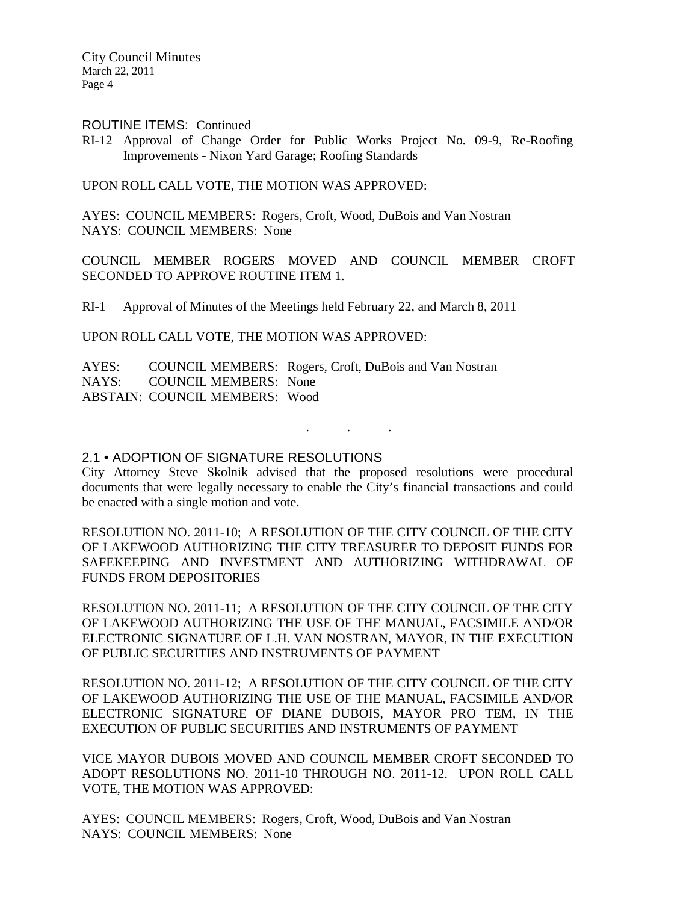ROUTINE ITEMS: Continued

RI-12 Approval of Change Order for Public Works Project No. 09-9, Re-Roofing Improvements - Nixon Yard Garage; Roofing Standards

UPON ROLL CALL VOTE, THE MOTION WAS APPROVED:

AYES: COUNCIL MEMBERS: Rogers, Croft, Wood, DuBois and Van Nostran
NAYS: COUNCIL MEMBERS: None

COUNCIL MEMBER ROGERS MOVED AND COUNCIL MEMBER CROFT SECONDED TO APPROVE ROUTINE ITEM 1.

RI-1 Approval of Minutes of the Meetings held February 22, and March 8, 2011

UPON ROLL CALL VOTE, THE MOTION WAS APPROVED:

AYES: COUNCIL MEMBERS: Rogers, Croft, DuBois and Van Nostran
NAYS: COUNCIL MEMBERS: None
ABSTAIN: COUNCIL MEMBERS: Wood

. . .

2.1 • ADOPTION OF SIGNATURE RESOLUTIONS

City Attorney Steve Skolnik advised that the proposed resolutions were procedural documents that were legally necessary to enable the City's financial transactions and could be enacted with a single motion and vote.

RESOLUTION NO. 2011-10; A RESOLUTION OF THE CITY COUNCIL OF THE CITY OF LAKEWOOD AUTHORIZING THE CITY TREASURER TO DEPOSIT FUNDS FOR SAFEKEEPING AND INVESTMENT AND AUTHORIZING WITHDRAWAL OF FUNDS FROM DEPOSITORIES

RESOLUTION NO. 2011-11; A RESOLUTION OF THE CITY COUNCIL OF THE CITY OF LAKEWOOD AUTHORIZING THE USE OF THE MANUAL, FACSIMILE AND/OR ELECTRONIC SIGNATURE OF L.H. VAN NOSTRAN, MAYOR, IN THE EXECUTION OF PUBLIC SECURITIES AND INSTRUMENTS OF PAYMENT

RESOLUTION NO. 2011-12; A RESOLUTION OF THE CITY COUNCIL OF THE CITY OF LAKEWOOD AUTHORIZING THE USE OF THE MANUAL, FACSIMILE AND/OR ELECTRONIC SIGNATURE OF DIANE DUBOIS, MAYOR PRO TEM, IN THE EXECUTION OF PUBLIC SECURITIES AND INSTRUMENTS OF PAYMENT

VICE MAYOR DUBOIS MOVED AND COUNCIL MEMBER CROFT SECONDED TO ADOPT RESOLUTIONS NO. 2011-10 THROUGH NO. 2011-12. UPON ROLL CALL VOTE, THE MOTION WAS APPROVED:

AYES: COUNCIL MEMBERS: Rogers, Croft, Wood, DuBois and Van Nostran
NAYS: COUNCIL MEMBERS: None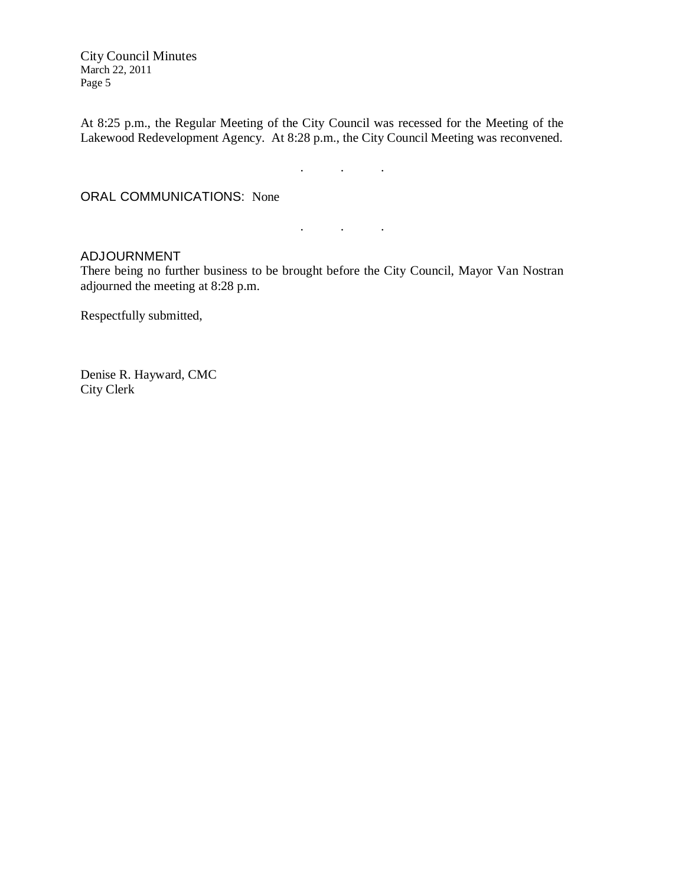At 8:25 p.m., the Regular Meeting of the City Council was recessed for the Meeting of the Lakewood Redevelopment Agency. At 8:28 p.m., the City Council Meeting was reconvened.

. . .

ORAL COMMUNICATIONS: None

. . .

ADJOURNMENT

There being no further business to be brought before the City Council, Mayor Van Nostran adjourned the meeting at 8:28 p.m.

Respectfully submitted,

Denise R. Hayward, CMC
City Clerk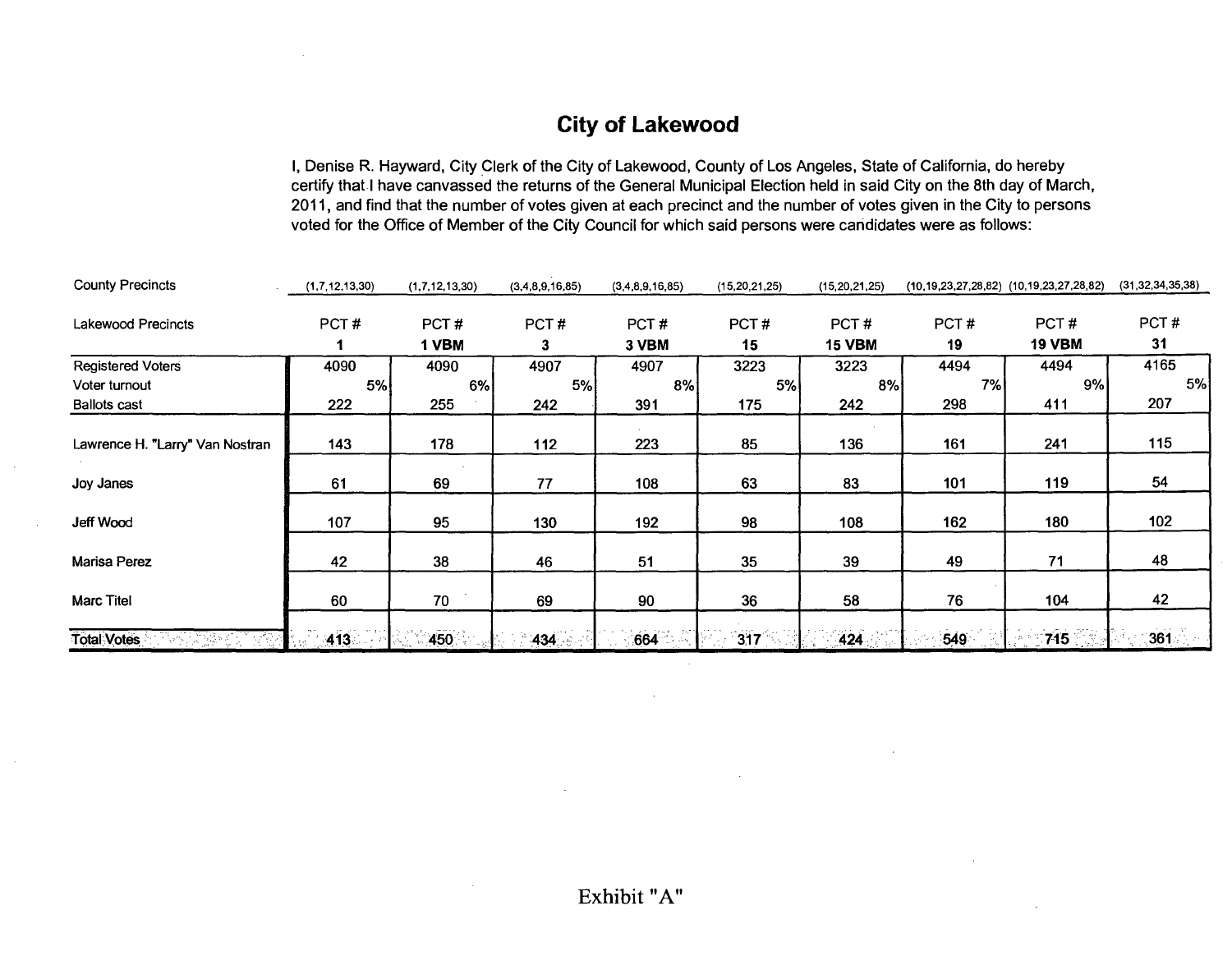# City of Lakewood

I, Denise R. Hayward, City Clerk of the City of Lakewood, County of Los Angeles, State of California, do hereby certify that I have canvassed the returns of the General Municipal Election held in said City on the 8th day of March, 2011, and find that the number of votes given at each precinct and the number of votes given in the City to persons voted for the Office of Member of the City Council for which said persons were candidates were as follows:

| County Precincts | (1,7,12,13,30) | (1,7,12,13,30) | (3,4,8,9,16,85) | (3,4,8,9,16,85) | (15,20,21,25) | (15,20,21,25) | (10,19,23,27,28,82) | (10,19,23,27,28,82) | (31,32,34,35,38) |
|---|---|---|---|---|---|---|---|---|---|
| Lakewood Precincts | PCT # **1** | PCT # **1 VBM** | PCT # **3** | PCT # **3 VBM** | PCT # **15** | PCT # **15 VBM** | PCT # **19** | PCT # **19 VBM** | PCT # **31** |
| Registered Voters | 4090 | 4090 | 4907 | 4907 | 3223 | 3223 | 4494 | 4494 | 4165 |
| Voter turnout | 5% | 6% | 5% | 8% | 5% | 8% | 7% | 9% | 5% |
| Ballots cast | 222 | 255 | 242 | 391 | 175 | 242 | 298 | 411 | 207 |
| Lawrence H. "Larry" Van Nostran | 143 | 178 | 112 | 223 | 85 | 136 | 161 | 241 | 115 |
| Joy Janes | 61 | 69 | 77 | 108 | 63 | 83 | 101 | 119 | 54 |
| Jeff Wood | 107 | 95 | 130 | 192 | 98 | 108 | 162 | 180 | 102 |
| Marisa Perez | 42 | 38 | 46 | 51 | 35 | 39 | 49 | 71 | 48 |
| Marc Titel | 60 | 70 | 69 | 90 | 36 | 58 | 76 | 104 | 42 |
| Total Votes | 413 | 450 | 434 | 664 | 317 | 424 | 549 | 715 | 361 |

Exhibit "A"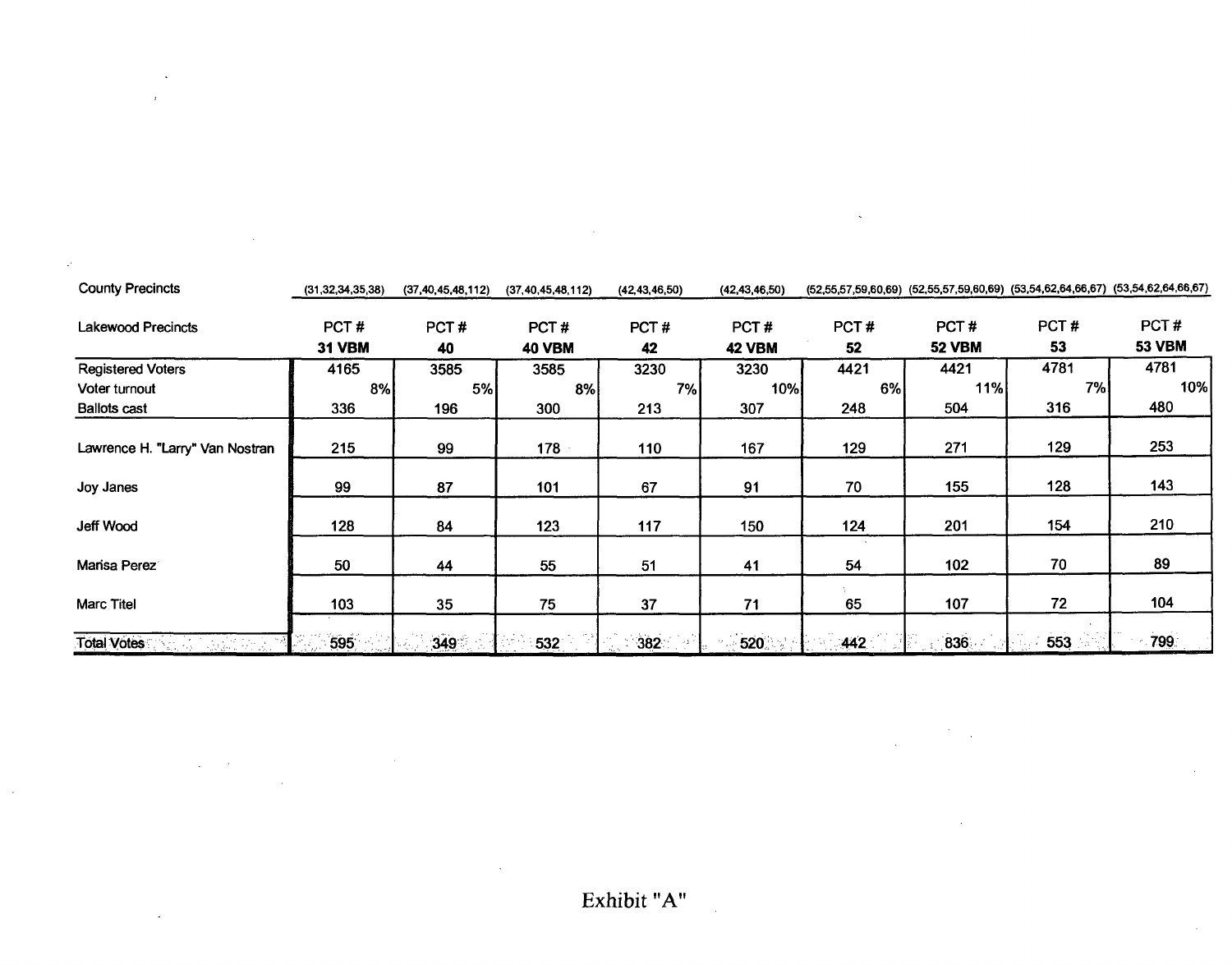| County Precincts | (31,32,34,35,38) | (37,40,45,48,112) | (37,40,45,48,112) | (42,43,46,50) | (42,43,46,50) | (52,55,57,59,60,69) | (52,55,57,59,60,69) | (53,54,62,64,66,67) | (53,54,62,64,66,67) |
|---|---|---|---|---|---|---|---|---|---|
| Lakewood Precincts | PCT # **31 VBM** | PCT # **40** | PCT # **40 VBM** | PCT # **42** | PCT # **42 VBM** | PCT # **52** | PCT # **52 VBM** | PCT # **53** | PCT # **53 VBM** |
| Registered Voters | 4165 | 3585 | 3585 | 3230 | 3230 | 4421 | 4421 | 4781 | 4781 |
| Voter turnout | 8% | 5% | 8% | 7% | 10% | 6% | 11% | 7% | 10% |
| Ballots cast | 336 | 196 | 300 | 213 | 307 | 248 | 504 | 316 | 480 |
| Lawrence H. "Larry" Van Nostran | 215 | 99 | 178 | 110 | 167 | 129 | 271 | 129 | 253 |
| Joy Janes | 99 | 87 | 101 | 67 | 91 | 70 | 155 | 128 | 143 |
| Jeff Wood | 128 | 84 | 123 | 117 | 150 | 124 | 201 | 154 | 210 |
| Marisa Perez | 50 | 44 | 55 | 51 | 41 | 54 | 102 | 70 | 89 |
| Marc Titel | 103 | 35 | 75 | 37 | 71 | 65 | 107 | 72 | 104 |
| Total Votes | 595 | 349 | 532 | 382 | 520 | 442 | 836 | 553 | 799 |

Exhibit "A"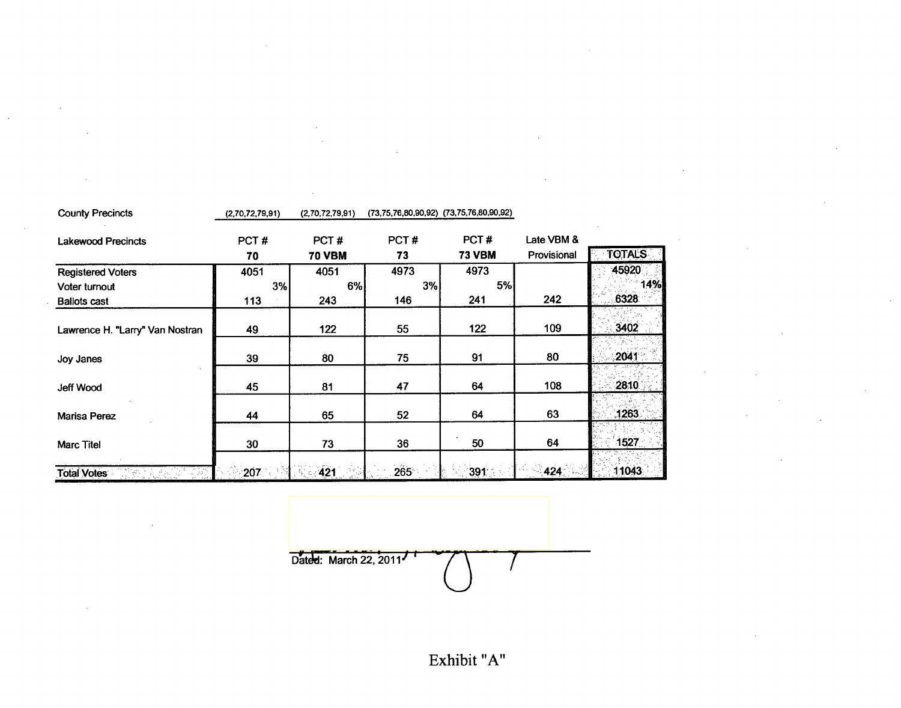| | | | | | | |
|---|---|---|---|---|---|---|
| County Precincts | (2,70,72,79,91) | (2,70,72,79,91) | (73,75,76,80,90,92) | (73,75,76,80,90,92) | | |
| Lakewood Precincts | PCT # **70** | PCT # **70 VBM** | PCT # **73** | PCT # **73 VBM** | Late VBM & Provisional | TOTALS |
| Registered Voters | 4051 | 4051 | 4973 | 4973 | | 45920 |
| Voter turnout | 3% | 6% | 3% | 5% | | 14% |
| Ballots cast | 113 | 243 | 146 | 241 | 242 | 6328 |
| Lawrence H. "Larry" Van Nostran | 49 | 122 | 55 | 122 | 109 | 3402 |
| Joy Janes | 39 | 80 | 75 | 91 | 80 | 2041 |
| Jeff Wood | 45 | 81 | 47 | 64 | 108 | 2810 |
| Marisa Perez | 44 | 65 | 52 | 64 | 63 | 1263 |
| Marc Titel | 30 | 73 | 36 | 50 | 64 | 1527 |
| Total Votes | 207 | 421 | 265 | 391 | 424 | 11043 |

Dated: March 22, 2011

Exhibit "A"